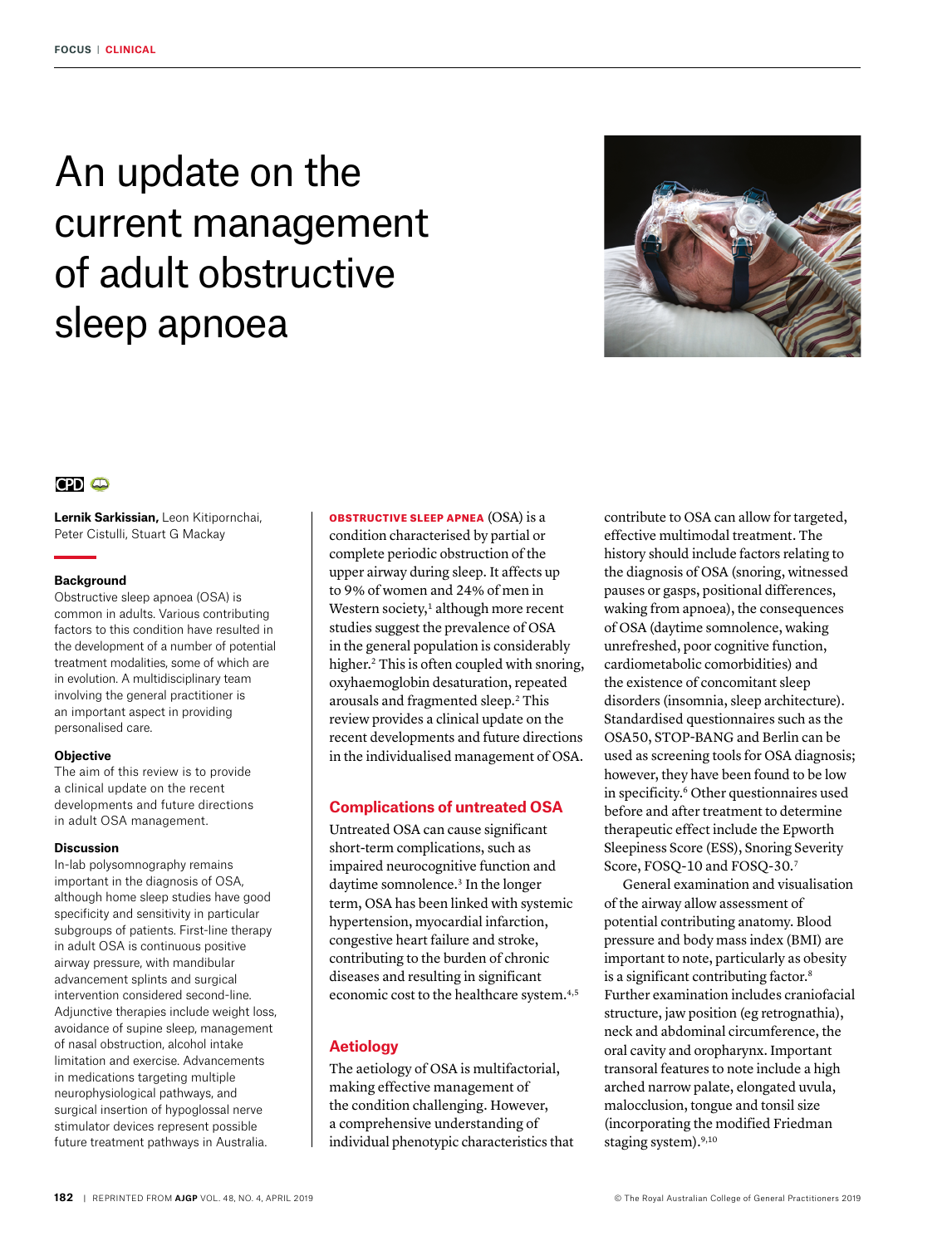# An update on the current management of adult obstructive sleep apnoea

**Lernik Sarkissian,** Leon Kitipornchai, Peter Cistulli, Stuart G Mackay

### Background

Obstructive sleep apnoea (OSA) is common in adults. Various contributing factors to this condition have resulted in the development of a number of potential treatment modalities, some of which are in evolution. A multidisciplinary team involving the general practitioner is an important aspect in providing personalised care.

### Objective

The aim of this review is to provide a clinical update on the recent developments and future directions in adult OSA management.

### Discussion

In-lab polysomnography remains important in the diagnosis of OSA, although home sleep studies have good specificity and sensitivity in particular subgroups of patients. First-line therapy in adult OSA is continuous positive airway pressure, with mandibular advancement splints and surgical intervention considered second-line. Adjunctive therapies include weight loss, avoidance of supine sleep, management of nasal obstruction, alcohol intake limitation and exercise. Advancements in medications targeting multiple neurophysiological pathways, and surgical insertion of hypoglossal nerve stimulator devices represent possible future treatment pathways in Australia.

**OBSTRUCTIVE SLEEP APNEA** (OSA) is a condition characterised by partial or complete periodic obstruction of the upper airway during sleep. It affects up to 9% of women and 24% of men in Western society,[1] although more recent studies suggest the prevalence of OSA in the general population is considerably higher.[2] This is often coupled with snoring, oxyhaemoglobin desaturation, repeated arousals and fragmented sleep.[2] This review provides a clinical update on the recent developments and future directions in the individualised management of OSA.

## Complications of untreated OSA

Untreated OSA can cause significant short-term complications, such as impaired neurocognitive function and daytime somnolence.[3] In the longer term, OSA has been linked with systemic hypertension, myocardial infarction, congestive heart failure and stroke, contributing to the burden of chronic diseases and resulting in significant economic cost to the healthcare system.[4,5]

## Aetiology

The aetiology of OSA is multifactorial, making effective management of the condition challenging. However, a comprehensive understanding of individual phenotypic characteristics that contribute to OSA can allow for targeted, effective multimodal treatment. The history should include factors relating to the diagnosis of OSA (snoring, witnessed pauses or gasps, positional differences, waking from apnoea), the consequences of OSA (daytime somnolence, waking unrefreshed, poor cognitive function, cardiometabolic comorbidities) and the existence of concomitant sleep disorders (insomnia, sleep architecture). Standardised questionnaires such as the OSA50, STOP-BANG and Berlin can be used as screening tools for OSA diagnosis; however, they have been found to be low in specificity.[6] Other questionnaires used before and after treatment to determine therapeutic effect include the Epworth Sleepiness Score (ESS), Snoring Severity Score, FOSQ-10 and FOSQ-30.[7]

General examination and visualisation of the airway allow assessment of potential contributing anatomy. Blood pressure and body mass index (BMI) are important to note, particularly as obesity is a significant contributing factor.[8] Further examination includes craniofacial structure, jaw position (eg retrognathia), neck and abdominal circumference, the oral cavity and oropharynx. Important transoral features to note include a high arched narrow palate, elongated uvula, malocclusion, tongue and tonsil size (incorporating the modified Friedman staging system).[9,10]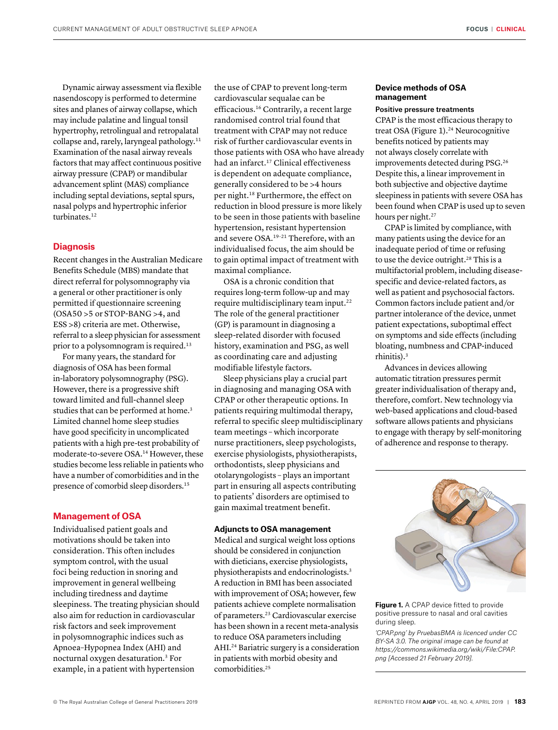Dynamic airway assessment via flexible nasendoscopy is performed to determine sites and planes of airway collapse, which may include palatine and lingual tonsil hypertrophy, retrolingual and retropalatal collapse and, rarely, laryngeal pathology.[11] Examination of the nasal airway reveals factors that may affect continuous positive airway pressure (CPAP) or mandibular advancement splint (MAS) compliance including septal deviations, septal spurs, nasal polyps and hypertrophic inferior turbinates.[12]

## Diagnosis

Recent changes in the Australian Medicare Benefits Schedule (MBS) mandate that direct referral for polysomnography via a general or other practitioner is only permitted if questionnaire screening (OSA50 >5 or STOP-BANG >4, and ESS >8) criteria are met. Otherwise, referral to a sleep physician for assessment prior to a polysomnogram is required.[13]

For many years, the standard for diagnosis of OSA has been formal in-laboratory polysomnography (PSG). However, there is a progressive shift toward limited and full-channel sleep studies that can be performed at home.[3] Limited channel home sleep studies have good specificity in uncomplicated patients with a high pre-test probability of moderate-to-severe OSA.[14] However, these studies become less reliable in patients who have a number of comorbidities and in the presence of comorbid sleep disorders.[15]

## Management of OSA

Individualised patient goals and motivations should be taken into consideration. This often includes symptom control, with the usual foci being reduction in snoring and improvement in general wellbeing including tiredness and daytime sleepiness. The treating physician should also aim for reduction in cardiovascular risk factors and seek improvement in polysomnographic indices such as Apnoea–Hypopnea Index (AHI) and nocturnal oxygen desaturation.[3] For example, in a patient with hypertension the use of CPAP to prevent long-term cardiovascular sequalae can be efficacious.[16] Contrarily, a recent large randomised control trial found that treatment with CPAP may not reduce risk of further cardiovascular events in those patients with OSA who have already had an infarct.[17] Clinical effectiveness is dependent on adequate compliance, generally considered to be >4 hours per night.[18] Furthermore, the effect on reduction in blood pressure is more likely to be seen in those patients with baseline hypertension, resistant hypertension and severe OSA.[19–21] Therefore, with an individualised focus, the aim should be to gain optimal impact of treatment with maximal compliance.

OSA is a chronic condition that requires long-term follow-up and may require multidisciplinary team input.[22] The role of the general practitioner (GP) is paramount in diagnosing a sleep-related disorder with focused history, examination and PSG, as well as coordinating care and adjusting modifiable lifestyle factors.

Sleep physicians play a crucial part in diagnosing and managing OSA with CPAP or other therapeutic options. In patients requiring multimodal therapy, referral to specific sleep multidisciplinary team meetings – which incorporate nurse practitioners, sleep psychologists, exercise physiologists, physiotherapists, orthodontists, sleep physicians and otolaryngologists – plays an important part in ensuring all aspects contributing to patients' disorders are optimised to gain maximal treatment benefit.

### Adjuncts to OSA management

Medical and surgical weight loss options should be considered in conjunction with dieticians, exercise physiologists, physiotherapists and endocrinologists.[3] A reduction in BMI has been associated with improvement of OSA; however, few patients achieve complete normalisation of parameters.[23] Cardiovascular exercise has been shown in a recent meta-analysis to reduce OSA parameters including AHI.[24] Bariatric surgery is a consideration in patients with morbid obesity and comorbidities.[25]

## Device methods of OSA management

### Positive pressure treatments

CPAP is the most efficacious therapy to treat OSA (Figure 1).[24] Neurocognitive benefits noticed by patients may not always closely correlate with improvements detected during PSG.[26] Despite this, a linear improvement in both subjective and objective daytime sleepiness in patients with severe OSA has been found when CPAP is used up to seven hours per night.[27]

CPAP is limited by compliance, with many patients using the device for an inadequate period of time or refusing to use the device outright.[28] This is a multifactorial problem, including disease-specific and device-related factors, as well as patient and psychosocial factors. Common factors include patient and/or partner intolerance of the device, unmet patient expectations, suboptimal effect on symptoms and side effects (including bloating, numbness and CPAP-induced rhinitis).[3]

Advances in devices allowing automatic titration pressures permit greater individualisation of therapy and, therefore, comfort. New technology via web-based applications and cloud-based software allows patients and physicians to engage with therapy by self-monitoring of adherence and response to therapy.

**Figure 1.** A CPAP device fitted to provide positive pressure to nasal and oral cavities during sleep.

*'CPAP.png' by PruebasBMA is licenced under CC BY-SA 3.0. The original image can be found at https://commons.wikimedia.org/wiki/File:CPAP.png [Accessed 21 February 2019].*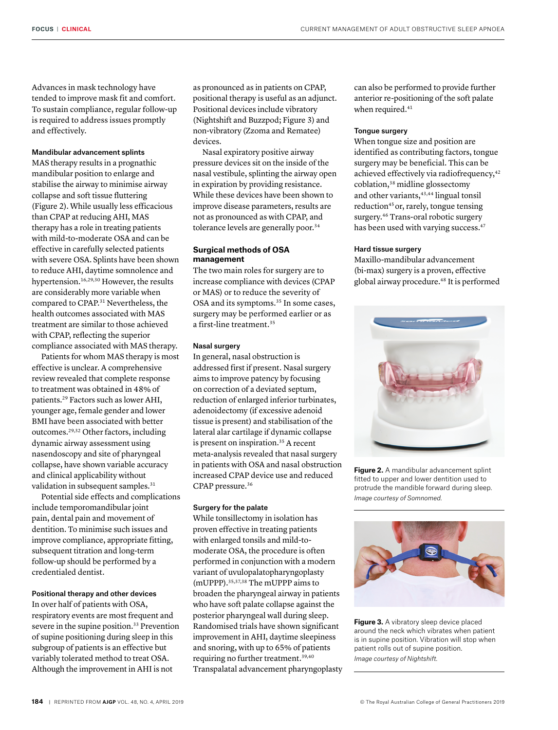Advances in mask technology have tended to improve mask fit and comfort. To sustain compliance, regular follow-up is required to address issues promptly and effectively.

#### Mandibular advancement splints

MAS therapy results in a prognathic mandibular position to enlarge and stabilise the airway to minimise airway collapse and soft tissue fluttering (Figure 2). While usually less efficacious than CPAP at reducing AHI, MAS therapy has a role in treating patients with mild-to-moderate OSA and can be effective in carefully selected patients with severe OSA. Splints have been shown to reduce AHI, daytime somnolence and hypertension.[16,29,30] However, the results are considerably more variable when compared to CPAP.[31] Nevertheless, the health outcomes associated with MAS treatment are similar to those achieved with CPAP, reflecting the superior compliance associated with MAS therapy.

Patients for whom MAS therapy is most effective is unclear. A comprehensive review revealed that complete response to treatment was obtained in 48% of patients.[29] Factors such as lower AHI, younger age, female gender and lower BMI have been associated with better outcomes.[29,32] Other factors, including dynamic airway assessment using nasendoscopy and site of pharyngeal collapse, have shown variable accuracy and clinical applicability without validation in subsequent samples.[31]

Potential side effects and complications include temporomandibular joint pain, dental pain and movement of dentition. To minimise such issues and improve compliance, appropriate fitting, subsequent titration and long-term follow-up should be performed by a credentialed dentist.

#### Positional therapy and other devices

In over half of patients with OSA, respiratory events are most frequent and severe in the supine position.[33] Prevention of supine positioning during sleep in this subgroup of patients is an effective but variably tolerated method to treat OSA. Although the improvement in AHI is not as pronounced as in patients on CPAP, positional therapy is useful as an adjunct. Positional devices include vibratory (Nightshift and Buzzpod; Figure 3) and non-vibratory (Zzoma and Rematee) devices.

Nasal expiratory positive airway pressure devices sit on the inside of the nasal vestibule, splinting the airway open in expiration by providing resistance. While these devices have been shown to improve disease parameters, results are not as pronounced as with CPAP, and tolerance levels are generally poor.[34]

### Surgical methods of OSA management

The two main roles for surgery are to increase compliance with devices (CPAP or MAS) or to reduce the severity of OSA and its symptoms.[35] In some cases, surgery may be performed earlier or as a first-line treatment.[35]

#### Nasal surgery

In general, nasal obstruction is addressed first if present. Nasal surgery aims to improve patency by focusing on correction of a deviated septum, reduction of enlarged inferior turbinates, adenoidectomy (if excessive adenoid tissue is present) and stabilisation of the lateral alar cartilage if dynamic collapse is present on inspiration.[35] A recent meta-analysis revealed that nasal surgery in patients with OSA and nasal obstruction increased CPAP device use and reduced CPAP pressure.[36]

#### Surgery for the palate

While tonsillectomy in isolation has proven effective in treating patients with enlarged tonsils and mild-to-moderate OSA, the procedure is often performed in conjunction with a modern variant of uvulopalatopharyngoplasty (mUPPP).[35,37,38] The mUPPP aims to broaden the pharyngeal airway in patients who have soft palate collapse against the posterior pharyngeal wall during sleep. Randomised trials have shown significant improvement in AHI, daytime sleepiness and snoring, with up to 65% of patients requiring no further treatment.[39,40] Transpalatal advancement pharyngoplasty can also be performed to provide further anterior re-positioning of the soft palate when required.[41]

#### Tongue surgery

When tongue size and position are identified as contributing factors, tongue surgery may be beneficial. This can be achieved effectively via radiofrequency,[42] coblation,[38] midline glossectomy and other variants,[43,44] lingual tonsil reduction[45] or, rarely, tongue tensing surgery.[46] Trans-oral robotic surgery has been used with varying success.[47]

#### Hard tissue surgery

Maxillo-mandibular advancement (bi-max) surgery is a proven, effective global airway procedure.[48] It is performed

**Figure 2.** A mandibular advancement splint fitted to upper and lower dentition used to protrude the mandible forward during sleep.
*Image courtesy of Somnomed.*

**Figure 3.** A vibratory sleep device placed around the neck which vibrates when patient is in supine position. Vibration will stop when patient rolls out of supine position.
*Image courtesy of Nightshift.*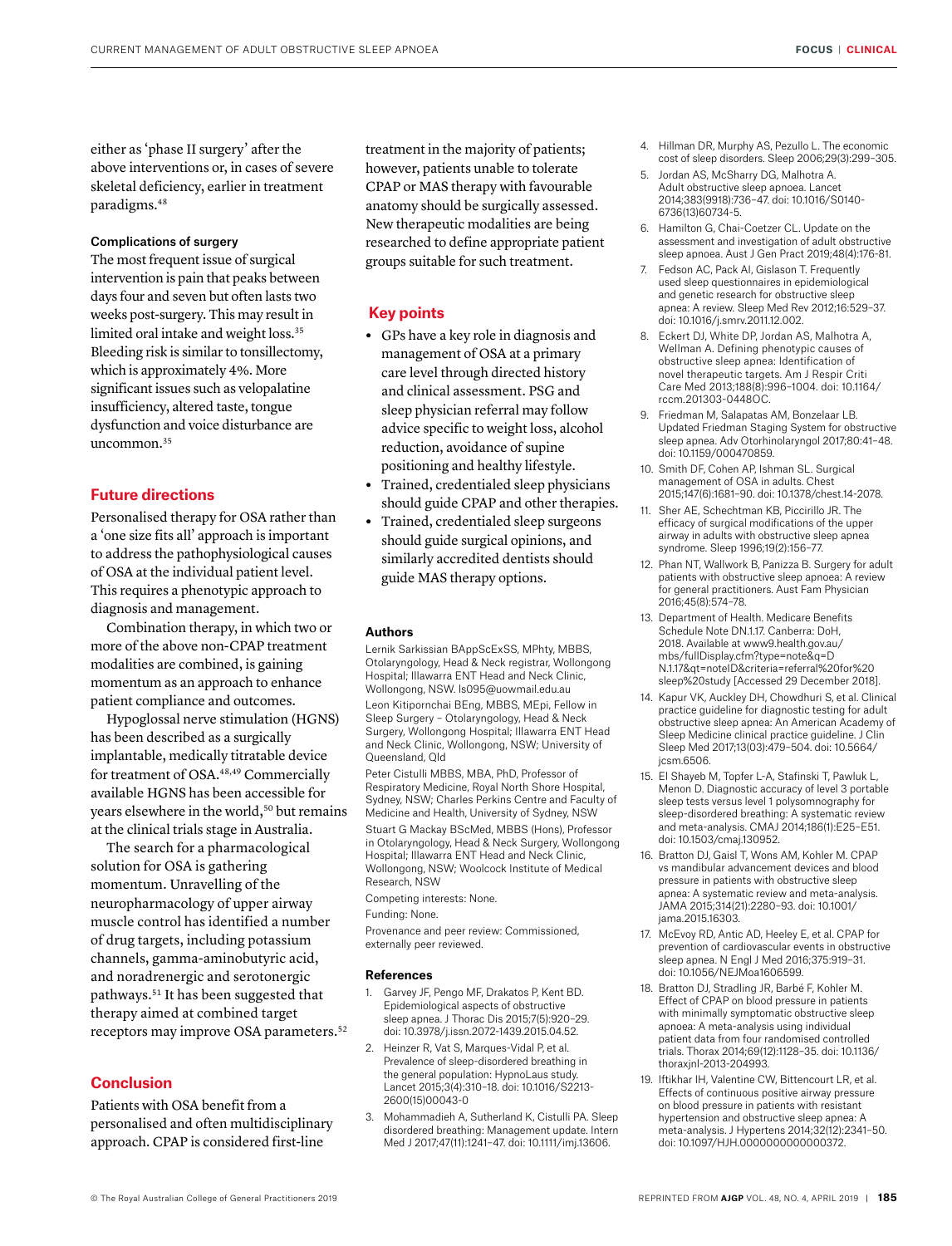either as 'phase II surgery' after the above interventions or, in cases of severe skeletal deficiency, earlier in treatment paradigms.[48]

#### Complications of surgery

The most frequent issue of surgical intervention is pain that peaks between days four and seven but often lasts two weeks post-surgery. This may result in limited oral intake and weight loss.[35] Bleeding risk is similar to tonsillectomy, which is approximately 4%. More significant issues such as velopalatine insufficiency, altered taste, tongue dysfunction and voice disturbance are uncommon.[35]

## Future directions

Personalised therapy for OSA rather than a 'one size fits all' approach is important to address the pathophysiological causes of OSA at the individual patient level. This requires a phenotypic approach to diagnosis and management.

Combination therapy, in which two or more of the above non-CPAP treatment modalities are combined, is gaining momentum as an approach to enhance patient compliance and outcomes.

Hypoglossal nerve stimulation (HGNS) has been described as a surgically implantable, medically titratable device for treatment of OSA.[48,49] Commercially available HGNS has been accessible for years elsewhere in the world,[50] but remains at the clinical trials stage in Australia.

The search for a pharmacological solution for OSA is gathering momentum. Unravelling of the neuropharmacology of upper airway muscle control has identified a number of drug targets, including potassium channels, gamma-aminobutyric acid, and noradrenergic and serotonergic pathways.[51] It has been suggested that therapy aimed at combined target receptors may improve OSA parameters.[52]

## Conclusion

Patients with OSA benefit from a personalised and often multidisciplinary approach. CPAP is considered first-line treatment in the majority of patients; however, patients unable to tolerate CPAP or MAS therapy with favourable anatomy should be surgically assessed. New therapeutic modalities are being researched to define appropriate patient groups suitable for such treatment.

## Key points

- GPs have a key role in diagnosis and management of OSA at a primary care level through directed history and clinical assessment. PSG and sleep physician referral may follow advice specific to weight loss, alcohol reduction, avoidance of supine positioning and healthy lifestyle.
- Trained, credentialed sleep physicians should guide CPAP and other therapies.
- Trained, credentialed sleep surgeons should guide surgical opinions, and similarly accredited dentists should guide MAS therapy options.

#### Authors

Lernik Sarkissian BAppScExSS, MPhty, MBBS, Otolaryngology, Head & Neck registrar, Wollongong Hospital; Illawarra ENT Head and Neck Clinic, Wollongong, NSW. ls095@uowmail.edu.au

Leon Kitipornchai BEng, MBBS, MEpi, Fellow in Sleep Surgery – Otolaryngology, Head & Neck Surgery, Wollongong Hospital; Illawarra ENT Head and Neck Clinic, Wollongong, NSW; University of Queensland, Qld

Peter Cistulli MBBS, MBA, PhD, Professor of Respiratory Medicine, Royal North Shore Hospital, Sydney, NSW; Charles Perkins Centre and Faculty of Medicine and Health, University of Sydney, NSW

Stuart G Mackay BScMed, MBBS (Hons), Professor in Otolaryngology, Head & Neck Surgery, Wollongong Hospital; Illawarra ENT Head and Neck Clinic, Wollongong, NSW; Woolcock Institute of Medical Research, NSW

Competing interests: None.

Funding: None.

Provenance and peer review: Commissioned, externally peer reviewed.

#### References

1. Garvey JF, Pengo MF, Drakatos P, Kent BD. Epidemiological aspects of obstructive sleep apnea. J Thorac Dis 2015;7(5):920–29. doi: 10.3978/j.issn.2072-1439.2015.04.52.
2. Heinzer R, Vat S, Marques-Vidal P, et al. Prevalence of sleep-disordered breathing in the general population: HypnoLaus study. Lancet 2015;3(4):310–18. doi: 10.1016/S2213-2600(15)00043-0
3. Mohammadieh A, Sutherland K, Cistulli PA. Sleep disordered breathing: Management update. Intern Med J 2017;47(11):1241–47. doi: 10.1111/imj.13606.
4. Hillman DR, Murphy AS, Pezullo L. The economic cost of sleep disorders. Sleep 2006;29(3):299–305.
5. Jordan AS, McSharry DG, Malhotra A. Adult obstructive sleep apnoea. Lancet 2014;383(9918):736–47. doi: 10.1016/S0140-6736(13)60734-5.
6. Hamilton G, Chai-Coetzer CL. Update on the assessment and investigation of adult obstructive sleep apnoea. Aust J Gen Pract 2019;48(4):176-81.
7. Fedson AC, Pack AI, Gislason T. Frequently used sleep questionnaires in epidemiological and genetic research for obstructive sleep apnea: A review. Sleep Med Rev 2012;16:529–37. doi: 10.1016/j.smrv.2011.12.002.
8. Eckert DJ, White DP, Jordan AS, Malhotra A, Wellman A. Defining phenotypic causes of obstructive sleep apnea: Identification of novel therapeutic targets. Am J Respir Criti Care Med 2013;188(8):996–1004. doi: 10.1164/rccm.201303-0448OC.
9. Friedman M, Salapatas AM, Bonzelaar LB. Updated Friedman Staging System for obstructive sleep apnea. Adv Otorhinolaryngol 2017;80:41–48. doi: 10.1159/000470859.
10. Smith DF, Cohen AP, Ishman SL. Surgical management of OSA in adults. Chest 2015;147(6):1681–90. doi: 10.1378/chest.14-2078.
11. Sher AE, Schechtman KB, Piccirillo JR. The efficacy of surgical modifications of the upper airway in adults with obstructive sleep apnea syndrome. Sleep 1996;19(2):156–77.
12. Phan NT, Wallwork B, Panizza B. Surgery for adult patients with obstructive sleep apnoea: A review for general practitioners. Aust Fam Physician 2016;45(8):574–78.
13. Department of Health. Medicare Benefits Schedule Note DN.1.17. Canberra: DoH, 2018. Available at www9.health.gov.au/mbs/fullDisplay.cfm?type=note&q=DN.1.17&qt=noteID&criteria=referral%20for%20sleep%20study [Accessed 29 December 2018].
14. Kapur VK, Auckley DH, Chowdhuri S, et al. Clinical practice guideline for diagnostic testing for adult obstructive sleep apnea: An American Academy of Sleep Medicine clinical practice guideline. J Clin Sleep Med 2017;13(03):479–504. doi: 10.5664/jcsm.6506.
15. El Shayeb M, Topfer L-A, Stafinski T, Pawluk L, Menon D. Diagnostic accuracy of level 3 portable sleep tests versus level 1 polysomnography for sleep-disordered breathing: A systematic review and meta-analysis. CMAJ 2014;186(1):E25–E51. doi: 10.1503/cmaj.130952.
16. Bratton DJ, Gaisl T, Wons AM, Kohler M. CPAP vs mandibular advancement devices and blood pressure in patients with obstructive sleep apnea: A systematic review and meta-analysis. JAMA 2015;314(21):2280–93. doi: 10.1001/jama.2015.16303.
17. McEvoy RD, Antic AD, Heeley E, et al. CPAP for prevention of cardiovascular events in obstructive sleep apnea. N Engl J Med 2016;375:919–31. doi: 10.1056/NEJMoa1606599.
18. Bratton DJ, Stradling JR, Barbé F, Kohler M. Effect of CPAP on blood pressure in patients with minimally symptomatic obstructive sleep apnoea: A meta-analysis using individual patient data from four randomised controlled trials. Thorax 2014;69(12):1128–35. doi: 10.1136/thoraxjnl-2013-204993.
19. Iftikhar IH, Valentine CW, Bittencourt LR, et al. Effects of continuous positive airway pressure on blood pressure in patients with resistant hypertension and obstructive sleep apnea: A meta-analysis. J Hypertens 2014;32(12):2341–50. doi: 10.1097/HJH.0000000000000372.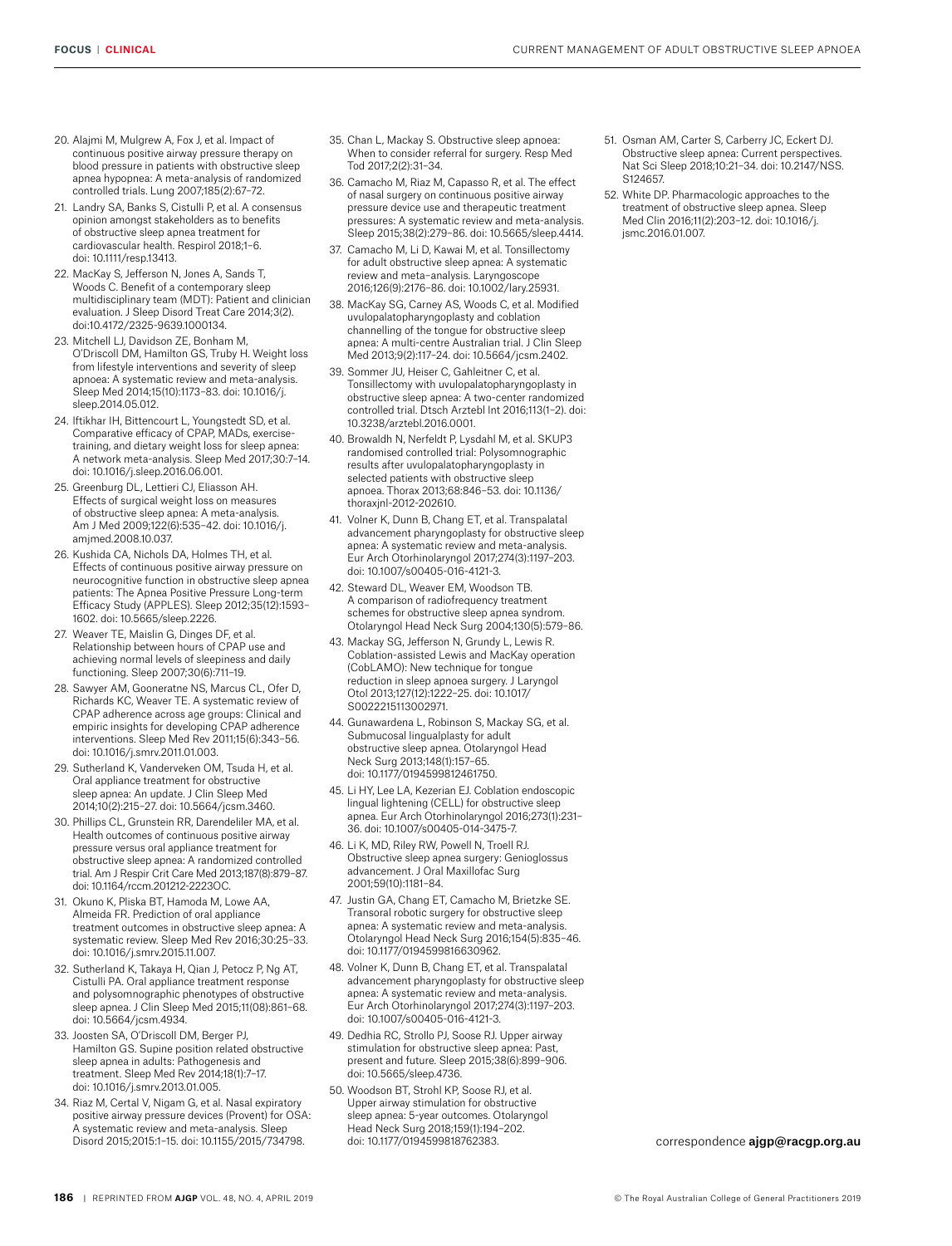20. Alajmi M, Mulgrew A, Fox J, et al. Impact of continuous positive airway pressure therapy on blood pressure in patients with obstructive sleep apnea hypopnea: A meta-analysis of randomized controlled trials. Lung 2007;185(2):67–72.
21. Landry SA, Banks S, Cistulli P, et al. A consensus opinion amongst stakeholders as to benefits of obstructive sleep apnoea treatment for cardiovascular health. Respirol 2018;1–6. doi: 10.1111/resp.13413.
22. MacKay S, Jefferson N, Jones A, Sands T, Woods C. Benefit of a contemporary sleep multidisciplinary team (MDT): Patient and clinician evaluation. J Sleep Disord Treat Care 2014;3(2). doi:10.4172/2325-9639.1000134.
23. Mitchell LJ, Davidson ZE, Bonham M, O'Driscoll DM, Hamilton GS, Truby H. Weight loss from lifestyle interventions and severity of sleep apnoea: A systematic review and meta-analysis. Sleep Med 2014;15(10):1173–83. doi: 10.1016/j.sleep.2014.05.012.
24. Iftikhar IH, Bittencourt L, Youngstedt SD, et al. Comparative efficacy of CPAP, MADs, exercise-training, and dietary weight loss for sleep apnea: A network meta-analysis. Sleep Med 2017;30:7–14. doi: 10.1016/j.sleep.2016.06.001.
25. Greenburg DL, Lettieri CJ, Eliasson AH. Effects of surgical weight loss on measures of obstructive sleep apnea: A meta-analysis. Am J Med 2009;122(6):535–42. doi: 10.1016/j.amjmed.2008.10.037.
26. Kushida CA, Nichols DA, Holmes TH, et al. Effects of continuous positive airway pressure on neurocognitive function in obstructive sleep apnea patients: The Apnea Positive Pressure Long-term Efficacy Study (APPLES). Sleep 2012;35(12):1593–1602. doi: 10.5665/sleep.2226.
27. Weaver TE, Maislin G, Dinges DF, et al. Relationship between hours of CPAP use and achieving normal levels of sleepiness and daily functioning. Sleep 2007;30(6):711–19.
28. Sawyer AM, Gooneratne NS, Marcus CL, Ofer D, Richards KC, Weaver TE. A systematic review of CPAP adherence across age groups: Clinical and empiric insights for developing CPAP adherence interventions. Sleep Med Rev 2011;15(6):343–56. doi: 10.1016/j.smrv.2011.01.003.
29. Sutherland K, Vanderveken OM, Tsuda H, et al. Oral appliance treatment for obstructive sleep apnea: An update. J Clin Sleep Med 2014;10(2):215–27. doi: 10.5664/jcsm.3460.
30. Phillips CL, Grunstein RR, Darendeliler MA, et al. Health outcomes of continuous positive airway pressure versus oral appliance treatment for obstructive sleep apnea: A randomized controlled trial. Am J Respir Crit Care Med 2013;187(8):879–87. doi: 10.1164/rccm.201212-2223OC.
31. Okuno K, Pliska BT, Hamoda M, Lowe AA, Almeida FR. Prediction of oral appliance treatment outcomes in obstructive sleep apnea: A systematic review. Sleep Med Rev 2016;30:25–33. doi: 10.1016/j.smrv.2015.11.007.
32. Sutherland K, Takaya H, Qian J, Petocz P, Ng AT, Cistulli PA. Oral appliance treatment response and polysomnographic phenotypes of obstructive sleep apnea. J Clin Sleep Med 2015;11(08):861–68. doi: 10.5664/jcsm.4934.
33. Joosten SA, O'Driscoll DM, Berger PJ, Hamilton GS. Supine position related obstructive sleep apnea in adults: Pathogenesis and treatment. Sleep Med Rev 2014;18(1):7–17. doi: 10.1016/j.smrv.2013.01.005.
34. Riaz M, Certal V, Nigam G, et al. Nasal expiratory positive airway pressure devices (Provent) for OSA: A systematic review and meta-analysis. Sleep Disord 2015;2015:1–15. doi: 10.1155/2015/734798.
35. Chan L, Mackay S. Obstructive sleep apnoea: When to consider referral for surgery. Resp Med Tod 2017;2(2):31–34.
36. Camacho M, Riaz M, Capasso R, et al. The effect of nasal surgery on continuous positive airway pressure device use and therapeutic treatment pressures: A systematic review and meta-analysis. Sleep 2015;38(2):279–86. doi: 10.5665/sleep.4414.
37. Camacho M, Li D, Kawai M, et al. Tonsillectomy for adult obstructive sleep apnea: A systematic review and meta-analysis. Laryngoscope 2016;126(9):2176–86. doi: 10.1002/lary.25931.
38. MacKay SG, Carney AS, Woods C, et al. Modified uvulopalatopharyngoplasty and coblation channelling of the tongue for obstructive sleep apnea: A multi-centre Australian trial. J Clin Sleep Med 2013;9(2):117–24. doi: 10.5664/jcsm.2402.
39. Sommer JU, Heiser C, Gahleitner C, et al. Tonsillectomy with uvulopalatopharyngoplasty in obstructive sleep apnea: A two-center randomized controlled trial. Dtsch Arztebl Int 2016;113(1–2). doi: 10.3238/arztebl.2016.0001.
40. Browaldh N, Nerfeldt P, Lysdahl M, et al. SKUP3 randomised controlled trial: Polysomnographic results after uvulopalatopharyngoplasty in selected patients with obstructive sleep apnoea. Thorax 2013;68:846–53. doi: 10.1136/thoraxjnl-2012-202610.
41. Volner K, Dunn B, Chang ET, et al. Transpalatal advancement pharyngoplasty for obstructive sleep apnea: A systematic review and meta-analysis. Eur Arch Otorhinolaryngol 2017;274(3):1197–203. doi: 10.1007/s00405-016-4121-3.
42. Steward DL, Weaver EM, Woodson TB. A comparison of radiofrequency treatment schemes for obstructive sleep apnea syndrom. Otolaryngol Head Neck Surg 2004;130(5):579–86.
43. Mackay SG, Jefferson N, Grundy L, Lewis R. Coblation-assisted Lewis and MacKay operation (CobLAMO): New technique for tongue reduction in sleep apnoea surgery. J Laryngol Otol 2013;127(12):1222–25. doi: 10.1017/S0022215113002971.
44. Gunawardena L, Robinson S, Mackay SG, et al. Submucosal lingualplasty for adult obstructive sleep apnea. Otolaryngol Head Neck Surg 2013;148(1):157–65. doi: 10.1177/0194599812461750.
45. Li HY, Lee LA, Kezerian EJ. Coblation endoscopic lingual lightening (CELL) for obstructive sleep apnea. Eur Arch Otorhinolaryngol 2016;273(1):231–36. doi: 10.1007/s00405-014-3475-7.
46. Li K, MD, Riley RW, Powell N, Troell RJ. Obstructive sleep apnea surgery: Genioglossus advancement. J Oral Maxillofac Surg 2001;59(10):1181–84.
47. Justin GA, Chang ET, Camacho M, Brietzke SE. Transoral robotic surgery for obstructive sleep apnea: A systematic review and meta-analysis. Otolaryngol Head Neck Surg 2016;154(5):835–46. doi: 10.1177/0194599816630962.
48. Volner K, Dunn B, Chang ET, et al. Transpalatal advancement pharyngoplasty for obstructive sleep apnea: A systematic review and meta-analysis. Eur Arch Otorhinolaryngol 2017;274(3):1197–203. doi: 10.1007/s00405-016-4121-3.
49. Dedhia RC, Strollo PJ, Soose RJ. Upper airway stimulation for obstructive sleep apnea: Past, present and future. Sleep 2015;38(6):899–906. doi: 10.5665/sleep.4736.
50. Woodson BT, Strohl KP, Soose RJ, et al. Upper airway stimulation for obstructive sleep apnea: 5-year outcomes. Otolaryngol Head Neck Surg 2018;159(1):194–202. doi: 10.1177/0194599818762383.
51. Osman AM, Carter S, Carberry JC, Eckert DJ. Obstructive sleep apnea: Current perspectives. Nat Sci Sleep 2018;10:21–34. doi: 10.2147/NSS.S124657.
52. White DP. Pharmacologic approaches to the treatment of obstructive sleep apnea. Sleep Med Clin 2016;11(2):203–12. doi: 10.1016/j.jsmc.2016.01.007.

correspondence **ajgp@racgp.org.au**